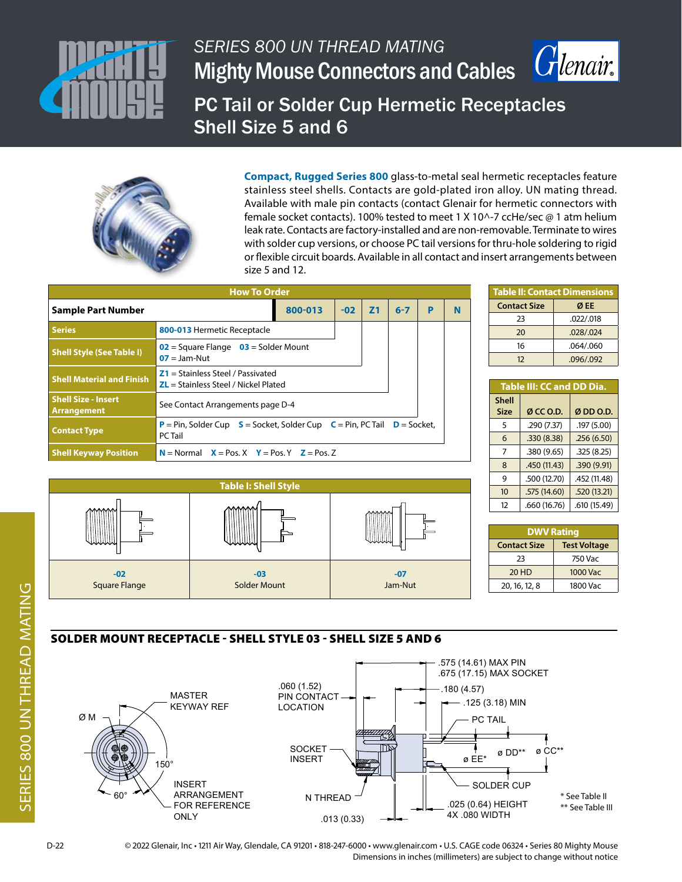# SERIES 800 UN THREAD MATING

# Mighty Mouse Connectors and Cables

## PC Tail or Solder Cup Hermetic Receptacles Shell Size 5 and 6

**Compact, Rugged Series 800** glass-to-metal seal hermetic receptacles feature stainless steel shells. Contacts are gold-plated iron alloy. UN mating thread. Available with male pin contacts (contact Glenair for hermetic connectors with female socket contacts). 100% tested to meet 1 X 10^-7 ccHe/sec @ 1 atm helium leak rate. Contacts are factory-installed and are non-removable. Terminate to wires with solder cup versions, or choose PC tail versions for thru-hole soldering to rigid or flexible circuit boards. Available in all contact and insert arrangements between size 5 and 12.

### How To Order

| Sample Part Number | 800-013 | -02 | Z1 | 6-7 | P | N |
|---|---|---|---|---|---|---|
| Series | **800-013** Hermetic Receptacle | | | | | |
| Shell Style (See Table I) | **02** = Square Flange **03** = Solder Mount **07** = Jam-Nut | | | | | |
| Shell Material and Finish | **Z1** = Stainless Steel / Passivated **ZL** = Stainless Steel / Nickel Plated | | | | | |
| Shell Size - Insert Arrangement | See Contact Arrangements page D-4 | | | | | |
| Contact Type | **P** = Pin, Solder Cup **S** = Socket, Solder Cup **C** = Pin, PC Tail **D** = Socket, PC Tail | | | | | |
| Shell Keyway Position | **N** = Normal **X** = Pos. X **Y** = Pos. Y **Z** = Pos. Z | | | | | |

### Table I: Shell Style

| -02 | -03 | -07 |
|---|---|---|
| Square Flange | Solder Mount | Jam-Nut |

### Table II: Contact Dimensions

| Contact Size | Ø EE |
|---|---|
| 23 | .022/.018 |
| 20 | .028/.024 |
| 16 | .064/.060 |
| 12 | .096/.092 |

### Table III: CC and DD Dia.

| Shell Size | Ø CC O.D. | Ø DD O.D. |
|---|---|---|
| 5 | .290 (7.37) | .197 (5.00) |
| 6 | .330 (8.38) | .256 (6.50) |
| 7 | .380 (9.65) | .325 (8.25) |
| 8 | .450 (11.43) | .390 (9.91) |
| 9 | .500 (12.70) | .452 (11.48) |
| 10 | .575 (14.60) | .520 (13.21) |
| 12 | .660 (16.76) | .610 (15.49) |

### DWV Rating

| Contact Size | Test Voltage |
|---|---|
| 23 | 750 Vac |
| 20 HD | 1000 Vac |
| 20, 16, 12, 8 | 1800 Vac |

## SOLDER MOUNT RECEPTACLE - SHELL STYLE 03 - SHELL SIZE 5 AND 6

Ø M; MASTER KEYWAY REF; 150°; 60°; INSERT ARRANGEMENT FOR REFERENCE ONLY

.060 (1.52) PIN CONTACT LOCATION; SOCKET INSERT; N THREAD; .013 (0.33)

.575 (14.61) MAX PIN; .675 (17.15) MAX SOCKET; .180 (4.57); .125 (3.18) MIN; PC TAIL; ø EE*; ø DD**; ø CC**; SOLDER CUP; .025 (0.64) HEIGHT 4X .080 WIDTH

\* See Table II
\*\* See Table III

© 2022 Glenair, Inc • 1211 Air Way, Glendale, CA 91201 • 818-247-6000 • www.glenair.com • U.S. CAGE code 06324 • Series 80 Mighty Mouse
Dimensions in inches (millimeters) are subject to change without notice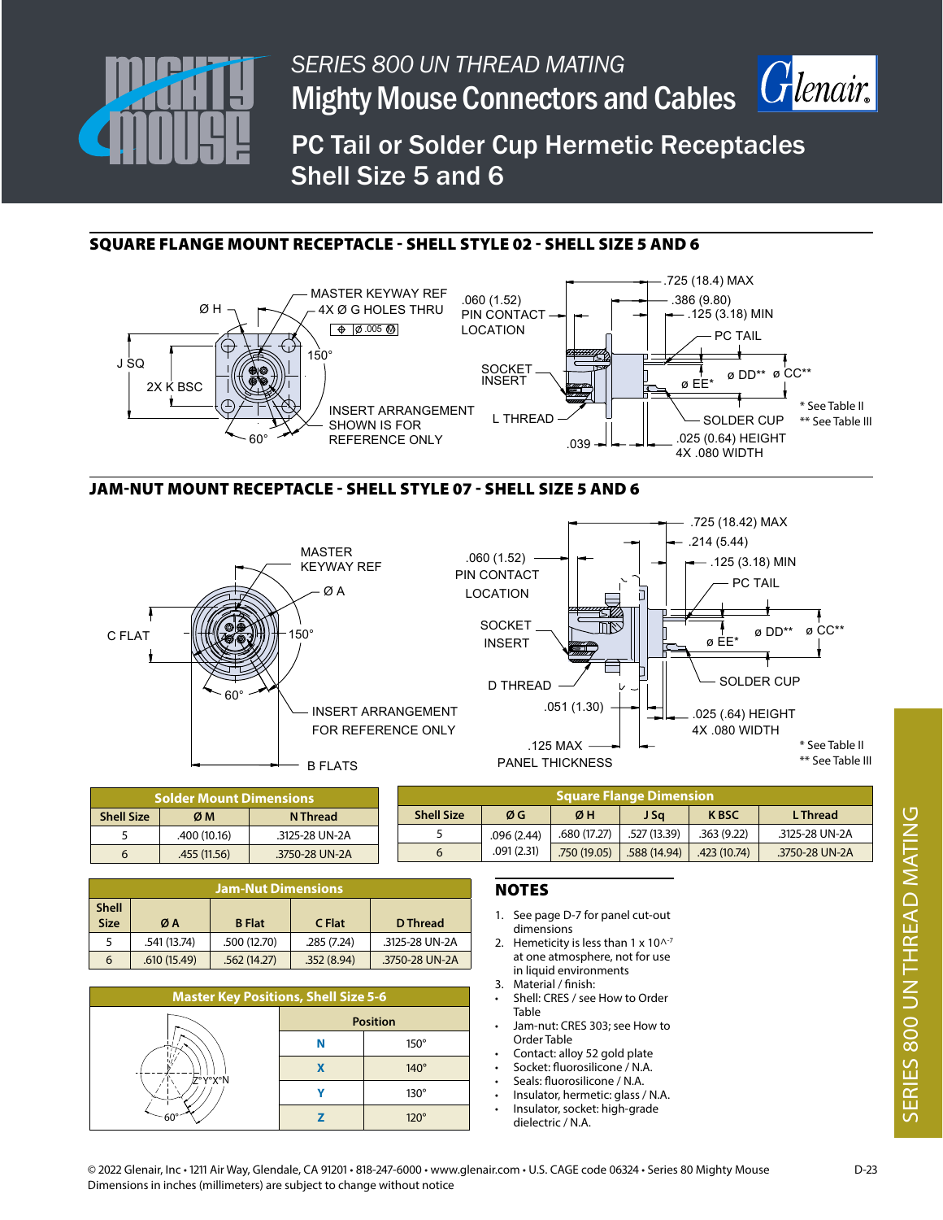# SERIES 800 UN THREAD MATING

## Mighty Mouse Connectors and Cables

## PC Tail or Solder Cup Hermetic Receptacles Shell Size 5 and 6

### SQUARE FLANGE MOUNT RECEPTACLE - SHELL STYLE 02 - SHELL SIZE 5 AND 6

Ø H
MASTER KEYWAY REF
4X Ø G HOLES THRU
⌖ Ø .005 Ⓜ
J SQ
2X K BSC
150°
60°
INSERT ARRANGEMENT SHOWN IS FOR REFERENCE ONLY
.060 (1.52) PIN CONTACT LOCATION
SOCKET INSERT
L THREAD
.039
.725 (18.4) MAX
.386 (9.80)
.125 (3.18) MIN
PC TAIL
ø DD**
ø CC**
ø EE*
SOLDER CUP
.025 (0.64) HEIGHT
4X .080 WIDTH
* See Table II
** See Table III

### JAM-NUT MOUNT RECEPTACLE - SHELL STYLE 07 - SHELL SIZE 5 AND 6

MASTER KEYWAY REF
Ø A
C FLAT
150°
60°
INSERT ARRANGEMENT FOR REFERENCE ONLY
B FLATS
.060 (1.52) PIN CONTACT LOCATION
SOCKET INSERT
D THREAD
.051 (1.30)
.125 MAX PANEL THICKNESS
.725 (18.42) MAX
.214 (5.44)
.125 (3.18) MIN
PC TAIL
ø DD**
ø CC**
ø EE*
SOLDER CUP
.025 (.64) HEIGHT
4X .080 WIDTH
* See Table II
** See Table III

| Solder Mount Dimensions | | |
|---|---|---|
| Shell Size | Ø M | N Thread |
| 5 | .400 (10.16) | .3125-28 UN-2A |
| 6 | .455 (11.56) | .3750-28 UN-2A |

| Square Flange Dimension | | | | | |
|---|---|---|---|---|---|
| Shell Size | Ø G | Ø H | J Sq | K BSC | L Thread |
| 5 | .096 (2.44) | .680 (17.27) | .527 (13.39) | .363 (9.22) | .3125-28 UN-2A |
| 6 | .091 (2.31) | .750 (19.05) | .588 (14.94) | .423 (10.74) | .3750-28 UN-2A |

| Jam-Nut Dimensions | | | | |
|---|---|---|---|---|
| Shell Size | Ø A | B Flat | C Flat | D Thread |
| 5 | .541 (13.74) | .500 (12.70) | .285 (7.24) | .3125-28 UN-2A |
| 6 | .610 (15.49) | .562 (14.27) | .352 (8.94) | .3750-28 UN-2A |

| Master Key Positions, Shell Size 5-6 | |
|---|---|
| | Position |
| N | 150° |
| X | 140° |
| Y | 130° |
| Z | 120° |

## NOTES

1. See page D-7 for panel cut-out dimensions
2. Hemeticity is less than 1 x 10^-7 at one atmosphere, not for use in liquid environments
3. Material / finish:
- Shell: CRES / see How to Order Table
- Jam-nut: CRES 303; see How to Order Table
- Contact: alloy 52 gold plate
- Socket: fluorosilicone / N.A.
- Seals: fluorosilicone / N.A.
- Insulator, hermetic: glass / N.A.
- Insulator, socket: high-grade dielectric / N.A.

© 2022 Glenair, Inc • 1211 Air Way, Glendale, CA 91201 • 818-247-6000 • www.glenair.com • U.S. CAGE code 06324 • Series 80 Mighty Mouse
Dimensions in inches (millimeters) are subject to change without notice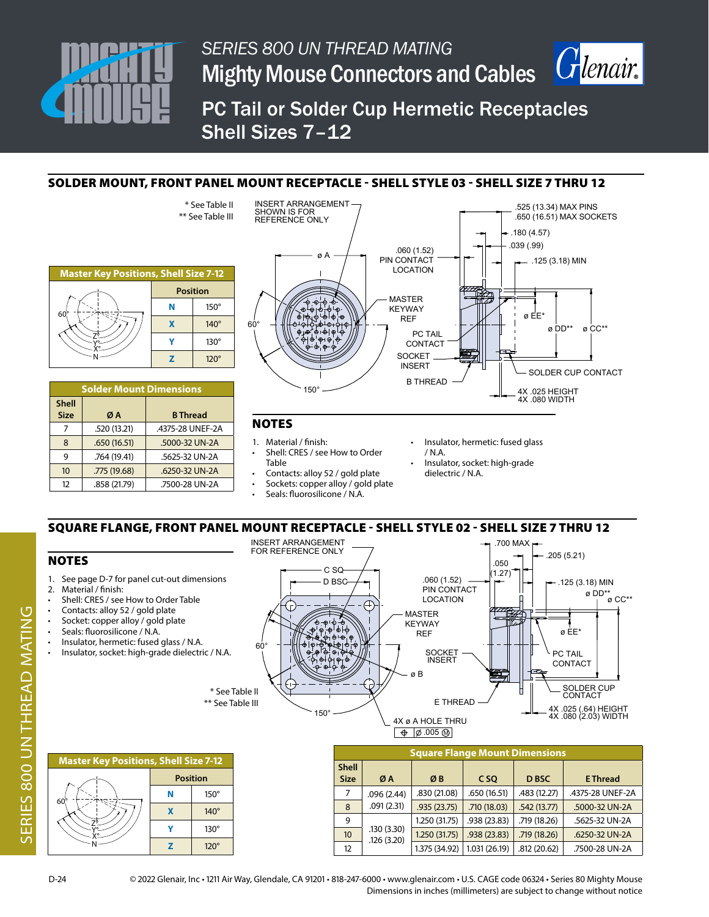# SERIES 800 UN THREAD MATING

# Mighty Mouse Connectors and Cables

## PC Tail or Solder Cup Hermetic Receptacles Shell Sizes 7–12

### SOLDER MOUNT, FRONT PANEL MOUNT RECEPTACLE - SHELL STYLE 03 - SHELL SIZE 7 THRU 12

\* See Table II
\*\* See Table III

INSERT ARRANGEMENT SHOWN IS FOR REFERENCE ONLY

.525 (13.34) MAX PINS
.650 (16.51) MAX SOCKETS
.180 (4.57)
.039 (.99)
.125 (3.18) MIN
.060 (1.52) PIN CONTACT LOCATION
MASTER KEYWAY REF
PC TAIL CONTACT
SOCKET INSERT
B THREAD
SOLDER CUP CONTACT
4X .025 HEIGHT
4X .080 WIDTH
ø A, ø EE\*, ø DD\*\*, ø CC\*\*, 60°, 150°

| Master Key Positions, Shell Size 7-12 | |
|---|---|
| | **Position** |
| **N** | 150° |
| **X** | 140° |
| **Y** | 130° |
| **Z** | 120° |

| Solder Mount Dimensions | | |
|---|---|---|
| **Shell Size** | **Ø A** | **B Thread** |
| 7 | .520 (13.21) | .4375-28 UNEF-2A |
| 8 | .650 (16.51) | .5000-32 UN-2A |
| 9 | .764 (19.41) | .5625-32 UN-2A |
| 10 | .775 (19.68) | .6250-32 UN-2A |
| 12 | .858 (21.79) | .7500-28 UN-2A |

## NOTES

1. Material / finish:
- Shell: CRES / see How to Order Table
- Contacts: alloy 52 / gold plate
- Sockets: copper alloy / gold plate
- Seals: fluorosilicone / N.A.
- Insulator, hermetic: fused glass / N.A.
- Insulator, socket: high-grade dielectric / N.A.

### SQUARE FLANGE, FRONT PANEL MOUNT RECEPTACLE - SHELL STYLE 02 - SHELL SIZE 7 THRU 12

## NOTES

1. See page D-7 for panel cut-out dimensions
2. Material / finish:
- Shell: CRES / see How to Order Table
- Contacts: alloy 52 / gold plate
- Socket: copper alloy / gold plate
- Seals: fluorosilicone / N.A.
- Insulator, hermetic: fused glass / N.A.
- Insulator, socket: high-grade dielectric / N.A.

\* See Table II
\*\* See Table III

INSERT ARRANGEMENT FOR REFERENCE ONLY

C SQ
D BSC
.700 MAX
.205 (5.21)
.050 (1.27)
.060 (1.52) PIN CONTACT LOCATION
.125 (3.18) MIN
ø DD\*\*
ø CC\*\*
MASTER KEYWAY REF
ø EE\*
SOCKET INSERT
PC TAIL CONTACT
ø B
SOLDER CUP CONTACT
E THREAD
4X .025 (.64) HEIGHT
4X .080 (2.03) WIDTH
4X ø A HOLE THRU
⊕ Ø .005 Ⓜ
60°, 150°

| Master Key Positions, Shell Size 7-12 | |
|---|---|
| | **Position** |
| **N** | 150° |
| **X** | 140° |
| **Y** | 130° |
| **Z** | 120° |

| Square Flange Mount Dimensions | | | | | |
|---|---|---|---|---|---|
| **Shell Size** | **Ø A** | **Ø B** | **C SQ** | **D BSC** | **E Thread** |
| 7 | .096 (2.44) .091 (2.31) | .830 (21.08) | .650 (16.51) | .483 (12.27) | .4375-28 UNEF-2A |
| 8 | | .935 (23.75) | .710 (18.03) | .542 (13.77) | .5000-32 UN-2A |
| 9 | .130 (3.30) .126 (3.20) | 1.250 (31.75) | .938 (23.83) | .719 (18.26) | .5625-32 UN-2A |
| 10 | | 1.250 (31.75) | .938 (23.83) | .719 (18.26) | .6250-32 UN-2A |
| 12 | | 1.375 (34.92) | 1.031 (26.19) | .812 (20.62) | .7500-28 UN-2A |

© 2022 Glenair, Inc • 1211 Air Way, Glendale, CA 91201 • 818-247-6000 • www.glenair.com • U.S. CAGE code 06324 • Series 80 Mighty Mouse
Dimensions in inches (millimeters) are subject to change without notice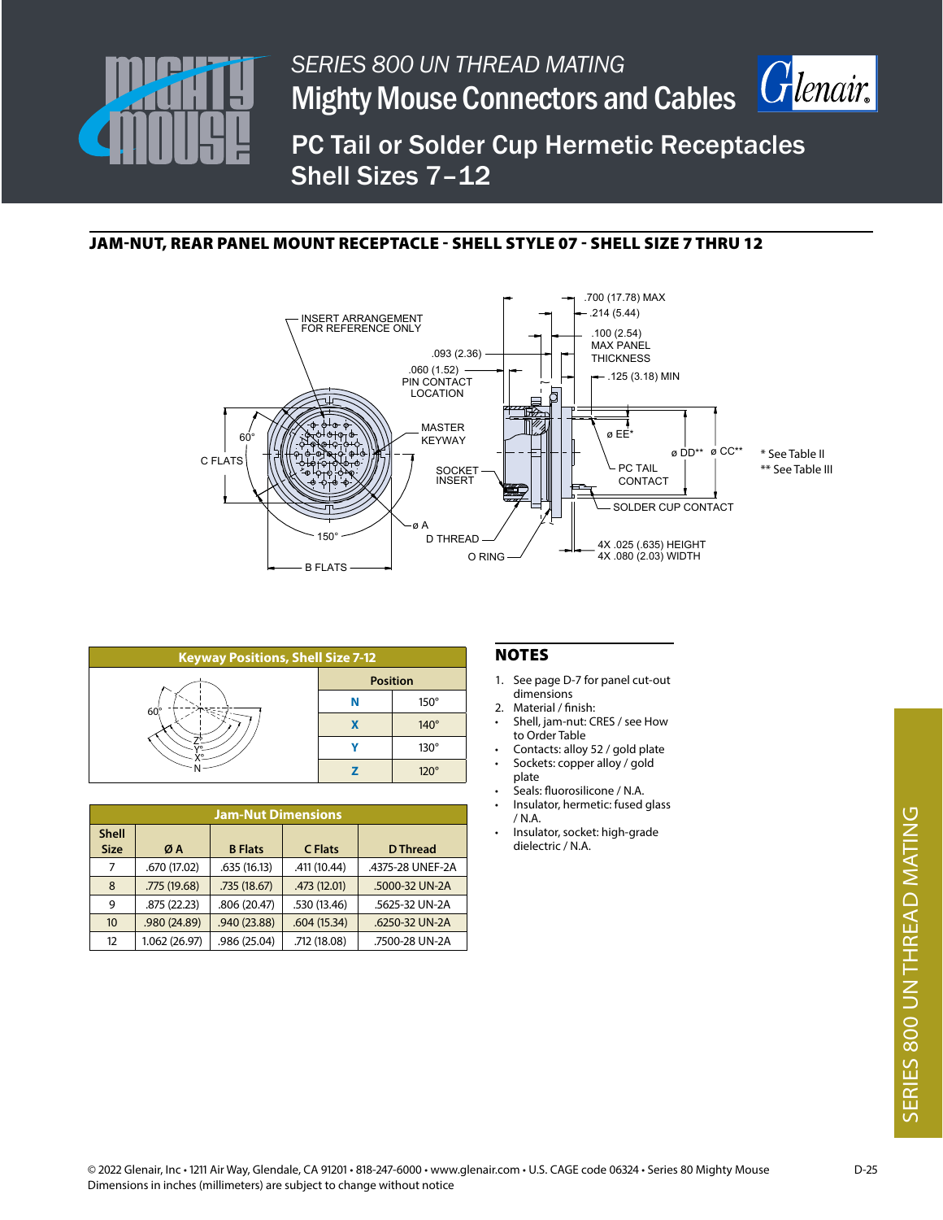SERIES 800 UN THREAD MATING

# Mighty Mouse Connectors and Cables

## PC Tail or Solder Cup Hermetic Receptacles Shell Sizes 7–12

### JAM-NUT, REAR PANEL MOUNT RECEPTACLE - SHELL STYLE 07 - SHELL SIZE 7 THRU 12

INSERT ARRANGEMENT FOR REFERENCE ONLY

.093 (2.36)

.060 (1.52) PIN CONTACT LOCATION

.700 (17.78) MAX

.214 (5.44)

.100 (2.54) MAX PANEL THICKNESS

.125 (3.18) MIN

60°

C FLATS

MASTER KEYWAY

SOCKET INSERT

ø EE*

ø DD**

ø CC**

PC TAIL CONTACT

SOLDER CUP CONTACT

ø A

D THREAD

O RING

150°

B FLATS

4X .025 (.635) HEIGHT
4X .080 (2.03) WIDTH

\* See Table II
\*\* See Table III

**Keyway Positions, Shell Size 7-12**

60°
Z°
Y°
X°
N

| | Position |
|---|---|
| N | 150° |
| X | 140° |
| Y | 130° |
| Z | 120° |

**Jam-Nut Dimensions**

| Shell Size | Ø A | B Flats | C Flats | D Thread |
|---|---|---|---|---|
| 7 | .670 (17.02) | .635 (16.13) | .411 (10.44) | .4375-28 UNEF-2A |
| 8 | .775 (19.68) | .735 (18.67) | .473 (12.01) | .5000-32 UN-2A |
| 9 | .875 (22.23) | .806 (20.47) | .530 (13.46) | .5625-32 UN-2A |
| 10 | .980 (24.89) | .940 (23.88) | .604 (15.34) | .6250-32 UN-2A |
| 12 | 1.062 (26.97) | .986 (25.04) | .712 (18.08) | .7500-28 UN-2A |

### NOTES

1. See page D-7 for panel cut-out dimensions
2. Material / finish:
   - Shell, jam-nut: CRES / see How to Order Table
   - Contacts: alloy 52 / gold plate
   - Sockets: copper alloy / gold plate
   - Seals: fluorosilicone / N.A.
   - Insulator, hermetic: fused glass / N.A.
   - Insulator, socket: high-grade dielectric / N.A.

SERIES 800 UN THREAD MATING